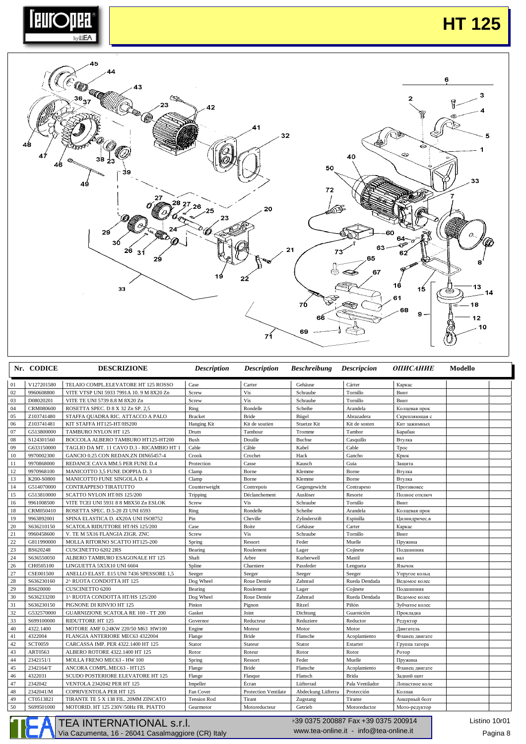# HT 125

| Nr. | CODICE | DESCRIZIONE | Description | Description | Beschreibung | Descripcion | ОПИСАНИЕ | Modello |
|---|---|---|---|---|---|---|---|---|
| 01 | V127201580 | TELAIO COMPL.ELEVATORE HT 125 ROSSO | Case | Carter | Gehäuse | Cárter | Каркас | |
| 02 | 9960608800 | VITE VTSP UNI 5933 7991A 10. 9 M 8X20 Zn | Screw | Vis | Schraube | Tornillo | Винт | |
| 03 | D08020201 | VITE TE UNI 5739 8.8 M 8X20 Zn | Screw | Vis | Schraube | Tornillo | Винт | |
| 04 | CRM080600 | ROSETTA SPEC. D 8 X 32 Zn SP. 2,5 | Ring | Rondelle | Scheibe | Arandela | Колцевая прок | |
| 05 | Z103741480 | STAFFA QUADRA RIC. ATTACCO A PALO | Bracket | Bride | Bügel | Abrazadera | Скрепляющая с | |
| 06 | Z103741481 | KIT STAFFA HT125-HT/HS200 | Hanging Kit | Kit de soutien | Stuetze Kit | Kit de sosten | Кит зажимных | |
| 07 | G513800000 | TAMBURO NYLON HT 125 | Drum | Tambour | Tromme | Tambor | Барабан | |
| 08 | S124301560 | BOCCOLA ALBERO TAMBURO HT125-HT200 | Bush | Douille | Buchse | Casquillo | Втулка | |
| 09 | G633150000 | TAGLIO DA MT. 11 CAVO D.3 - RICAMBIO HT 1 | Cable | Câble | Kabel | Cable | Трос | |
| 10 | 9970002300 | GANCIO 0.25 CON REDAN.ZN DIN65457-4 | Crook | Crochet | Hack | Gancho | Крюк | |
| 11 | 9970868000 | REDANCE CAVA MM.5 PER FUNE D.4 | Protection | Casse | Kausch | Guia | Защита | |
| 12 | 9970968100 | MANICOTTO 3,5 FUNE DOPPIA D. 3 | Clamp | Borne | Klemme | Borne | Втулка | |
| 13 | K200-S0800 | MANICOTTO FUNE SINGOLA D. 4 | Clamp | Borne | Klemme | Borne | Втулка | |
| 14 | G514070000 | CONTRAPPESO TIRATUTTO | Counterweight | Contrepois | Gegengewicht | Contrapeso | Противовес | |
| 15 | G513810000 | SCATTO NYLON HT/HS 125/200 | Tripping | Déclanchement | Auslöser | Resorte | Полное отключ | |
| 16 | 9961008500 | VITE TCEI UNI 5931 8 8 M8X50 Zn ESLOK | Screw | Vis | Schraube | Tornillo | Винт | |
| 18 | CRM050410 | ROSETTA SPEC. D.5-20 ZI UNI 6593 | Ring | Rondelle | Scheibe | Arandela | Колцевая прок | |
| 19 | 9963892001 | SPINA ELASTICA D. 4X20A UNI ISO8752 | Pin | Cheville | Zylinderstift | Espinilla | Цилиндричес.в | |
| 20 | S636210150 | SCATOLA RIDUTTORE HT/HS 125/200 | Case | Boite | Gehäuse | Carter | Каркас | |
| 21 | 9960458600 | V. TE M 5X16 FLANGIA ZIGR. ZNC | Screw | Vis | Schraube | Tornillo | Винт | |
| 22 | G811990000 | MOLLA RITORNO SCATTO HT125-200 | Spring | Ressort | Feder | Muelle | Пружина | |
| 23 | BS620248 | CUSCINETTO 6202 2RS | Bearing | Roulement | Lager | Cojinete | Подшипник | |
| 24 | S636550050 | ALBERO TAMBURO ESAGONALE HT 125 | Shaft | Arbre | Kurberwell | Mastil | вал | |
| 26 | CH0505100 | LINGUETTA 5X5X10 UNI 6604 | Spline | Charniere | Passfeder | Lengueta | Язычок | |
| 27 | CSE001500 | ANELLO ELAST. E15 UNI 7436 SPESSORE 1,5 | Seeger | Seeger | Seeger | Seeger | Упругое кольц | |
| 28 | S636230160 | 2^ RUOTA CONDOTTA HT 125 | Dog Wheel | Roue Dentée | Zahnrad | Rueda Dendada | Ведомое колес | |
| 29 | BS620000 | CUSCINETTO 6200 | Bearing | Roulement | Lager | Cojinete | Подшипник | |
| 30 | S636233200 | 1^ RUOTA CONDOTTA HT/HS 125/200 | Dog Wheel | Roue Dentée | Zahnrad | Rueda Dendada | Ведомое колес | |
| 31 | S636230150 | PIGNONE DI RINVIO HT 125 | Pinion | Pignon | Ritzel | Piñón | Зубчатое колес | |
| 32 | G532570000 | GUARNIZIONE SCATOLA RE 100 - TT 200 | Gasket | Joint | Dichtung | Guarniciòn | Прокладка | |
| 33 | S699100000 | RIDUTTORE HT 125 | Governor | Reducteur | Reduziere | Reductor | Редуктор | |
| 40 | 4322.1400 | MOTORE AMF 0.24KW 220/50 M63 HW100 | Engine | Moteur | Motor | Motor | Двигатель | |
| 41 | 4322004 | FLANGIA ANTERIORE MEC63 4322004 | Flange | Bride | Flansche | Acoplamiento | Фланец двигате | |
| 42 | SCT0059 | CARCASSA IMP. PER 4322.1400 HT 125 | Stator | Stateur | Stator | Estarter | Группа татора | |
| 43 | ART0563 | ALBERO ROTORE 4322.1400 HT 125 | Rotor | Roteur | Rotor | Rotor | Ротор | |
| 44 | 2342151/1 | MOLLA FRENO MEC63 - HW 100 | Spring | Ressort | Feder | Muelle | Пружина | |
| 45 | 2342164/T | ANCORA COMPL.MEC63 - HT125 | Flange | Bride | Flansche | Acoplamiento | Фланец двигате | |
| 46 | 4322031 | SCUDO POSTERIORE ELEVATORE HT 125 | Flange | Flasque | Flansch | Brida | Задний щит | |
| 47 | 2342042 | VENTOLA 2342042 PER HT 125 | Impeller | Écran | Lüfterrad | Pala Ventilador | Лопастное коле | |
| 48 | 2342041/M | COPRIVENTOLA PER HT 125 | Fan Cover | Protection Ventilate | Abdeckung Lüfterra | Protección | Колпак | |
| 49 | CT0513821 | TIRANTE TE 5 X 138 FIL. 20MM ZINCATO | Tension Rod | Tirant | Zugstang | Tirante | Анкерный болт | |
| 50 | S699501000 | MOTORID. HT 125 230V/50Hz FR. PIATTO | Gearmotor | Motoreducteur | Getrieb | Motoreductor | Мото-редуктор | |

TEA INTERNATIONAL s.r.l.
Via Cazumenta, 16 - 26041 Casalmaggiore (CR) Italy

+39 0375 200887 Fax +39 0375 200914
www.tea-online.it - info@tea-online.it

Listino 10r01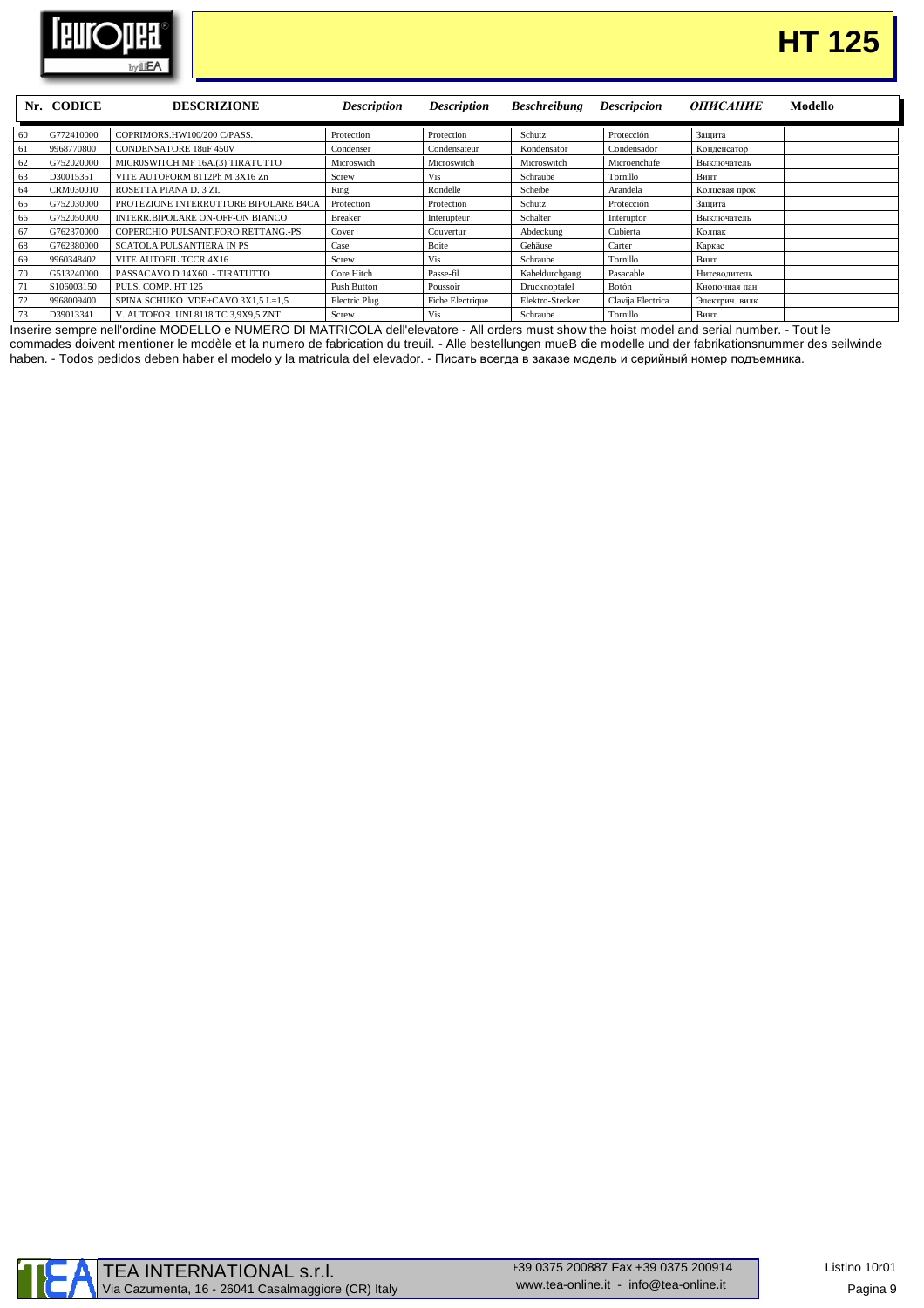# HT 125

| Nr. | CODICE | DESCRIZIONE | Description | Description | Beschreibung | Descripcion | ОПИСАНИЕ | Modello | |
|---|---|---|---|---|---|---|---|---|---|
| 60 | G772410000 | COPRIMORS.HW100/200 C/PASS. | Protection | Protection | Schutz | Protección | Защита | | |
| 61 | 9968770800 | CONDENSATORE 18uF 450V | Condenser | Condensateur | Kondensator | Condensador | Конденсатор | | |
| 62 | G752020000 | MICR0SWITCH MF 16A.(3) TIRATUTTO | Microswich | Microswitch | Microswitch | Microenchufe | Выключатель | | |
| 63 | D30015351 | VITE AUTOFORM 8112Ph M 3X16 Zn | Screw | Vis | Schraube | Tornillo | Винт | | |
| 64 | CRM030010 | ROSETTA PIANA D. 3 ZI. | Ring | Rondelle | Scheibe | Arandela | Колцевая прок | | |
| 65 | G752030000 | PROTEZIONE INTERRUTTORE BIPOLARE B4CA | Protection | Protection | Schutz | Protección | Защита | | |
| 66 | G752050000 | INTERR.BIPOLARE ON-OFF-ON BIANCO | Breaker | Interupteur | Schalter | Interuptor | Выключатель | | |
| 67 | G762370000 | COPERCHIO PULSANT.FORO RETTANG.-PS | Cover | Couvertur | Abdeckung | Cubierta | Колпак | | |
| 68 | G762380000 | SCATOLA PULSANTIERA IN PS | Case | Boite | Gehäuse | Carter | Каркас | | |
| 69 | 9960348402 | VITE AUTOFIL.TCCR 4X16 | Screw | Vis | Schraube | Tornillo | Винт | | |
| 70 | G513240000 | PASSACAVO D.14X60 - TIRATUTTO | Core Hitch | Passe-fil | Kabeldurchgang | Pasacable | Нитеводитель | | |
| 71 | S106003150 | PULS. COMP. HT 125 | Push Button | Poussoir | Drucknoptafel | Botón | Кнопочная пан | | |
| 72 | 9968009400 | SPINA SCHUKO VDE+CAVO 3X1,5 L=1,5 | Electric Plug | Fiche Electrique | Elektro-Stecker | Clavija Electrica | Электрич. вилк | | |
| 73 | D39013341 | V. AUTOFOR. UNI 8118 TC 3,9X9,5 ZNT | Screw | Vis | Schraube | Tornillo | Винт | | |

Inserire sempre nell'ordine MODELLO e NUMERO DI MATRICOLA dell'elevatore - All orders must show the hoist model and serial number. - Tout le commades doivent mentioner le modèle et la numero de fabrication du treuil. - Alle bestellungen mueB die modelle und der fabrikationsnummer des seilwinde haben. - Todos pedidos deben haber el modelo y la matricula del elevador. - Писать всегда в заказе модель и серийный номер подъемника.

TEA INTERNATIONAL s.r.l.
Via Cazumenta, 16 - 26041 Casalmaggiore (CR) Italy
+39 0375 200887 Fax +39 0375 200914
www.tea-online.it - info@tea-online.it

Listino 10r01